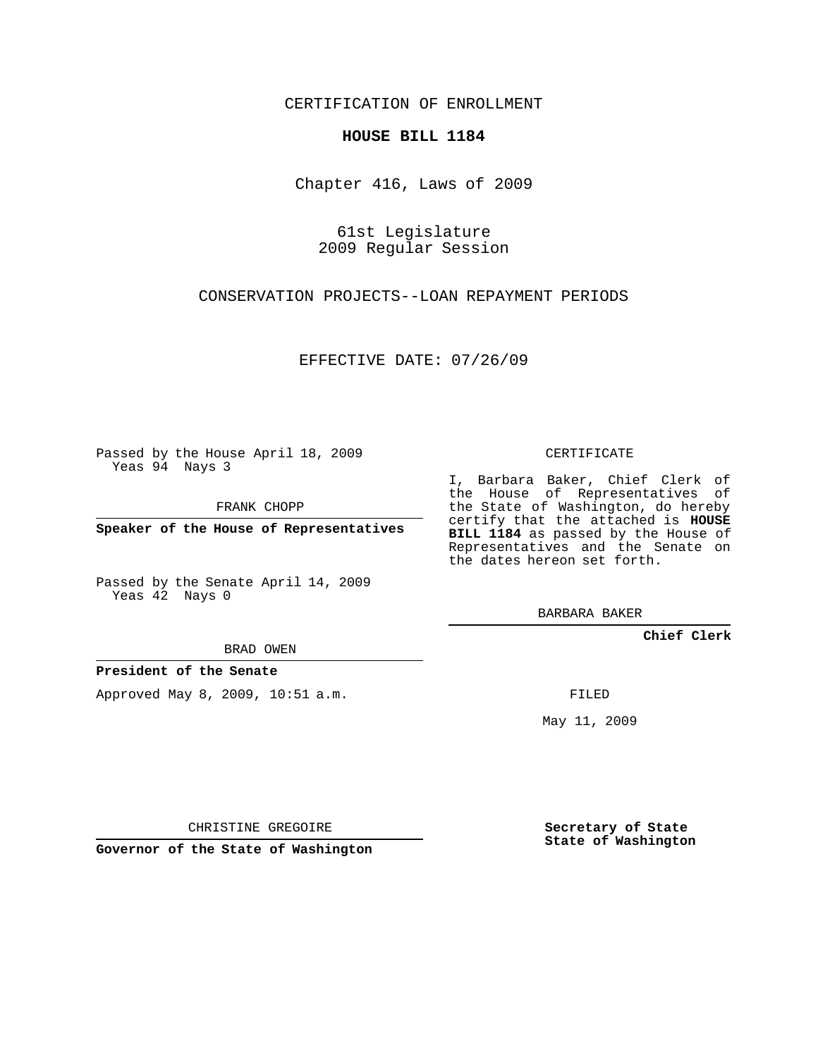CERTIFICATION OF ENROLLMENT

**HOUSE BILL 1184**

Chapter 416, Laws of 2009

61st Legislature
2009 Regular Session

CONSERVATION PROJECTS--LOAN REPAYMENT PERIODS

EFFECTIVE DATE: 07/26/09

Passed by the House April 18, 2009
Yeas 94 Nays 3

FRANK CHOPP

**Speaker of the House of Representatives**

Passed by the Senate April 14, 2009
Yeas 42 Nays 0

BRAD OWEN

**President of the Senate**

Approved May 8, 2009, 10:51 a.m.

CHRISTINE GREGOIRE

**Governor of the State of Washington**

CERTIFICATE

I, Barbara Baker, Chief Clerk of the House of Representatives of the State of Washington, do hereby certify that the attached is **HOUSE BILL 1184** as passed by the House of Representatives and the Senate on the dates hereon set forth.

BARBARA BAKER

**Chief Clerk**

FILED

May 11, 2009

**Secretary of State**
**State of Washington**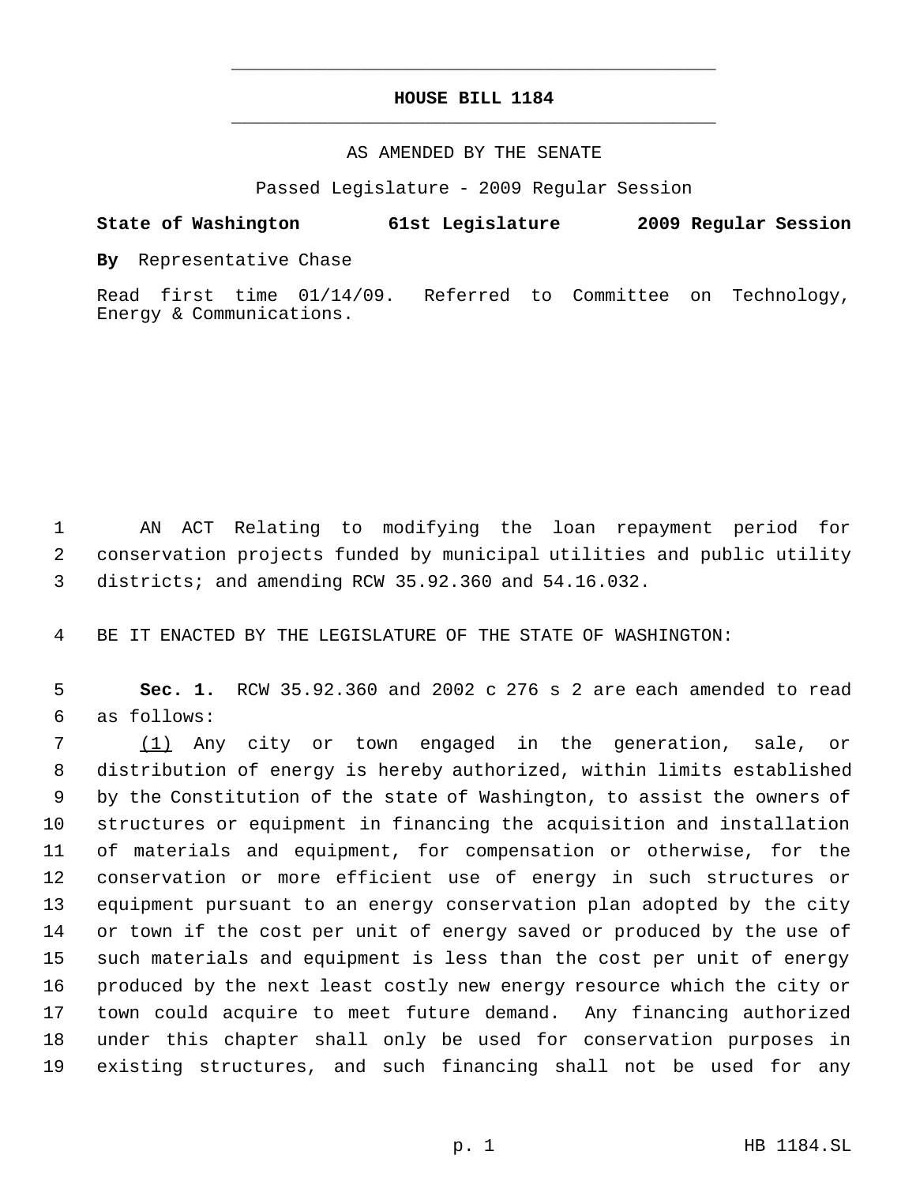# HOUSE BILL 1184

AS AMENDED BY THE SENATE

Passed Legislature - 2009 Regular Session

**State of Washington 61st Legislature 2009 Regular Session**

**By** Representative Chase

Read first time 01/14/09. Referred to Committee on Technology, Energy & Communications.

AN ACT Relating to modifying the loan repayment period for conservation projects funded by municipal utilities and public utility districts; and amending RCW 35.92.360 and 54.16.032.

BE IT ENACTED BY THE LEGISLATURE OF THE STATE OF WASHINGTON:

**Sec. 1.** RCW 35.92.360 and 2002 c 276 s 2 are each amended to read as follows:

<u>(1)</u> Any city or town engaged in the generation, sale, or distribution of energy is hereby authorized, within limits established by the Constitution of the state of Washington, to assist the owners of structures or equipment in financing the acquisition and installation of materials and equipment, for compensation or otherwise, for the conservation or more efficient use of energy in such structures or equipment pursuant to an energy conservation plan adopted by the city or town if the cost per unit of energy saved or produced by the use of such materials and equipment is less than the cost per unit of energy produced by the next least costly new energy resource which the city or town could acquire to meet future demand. Any financing authorized under this chapter shall only be used for conservation purposes in existing structures, and such financing shall not be used for any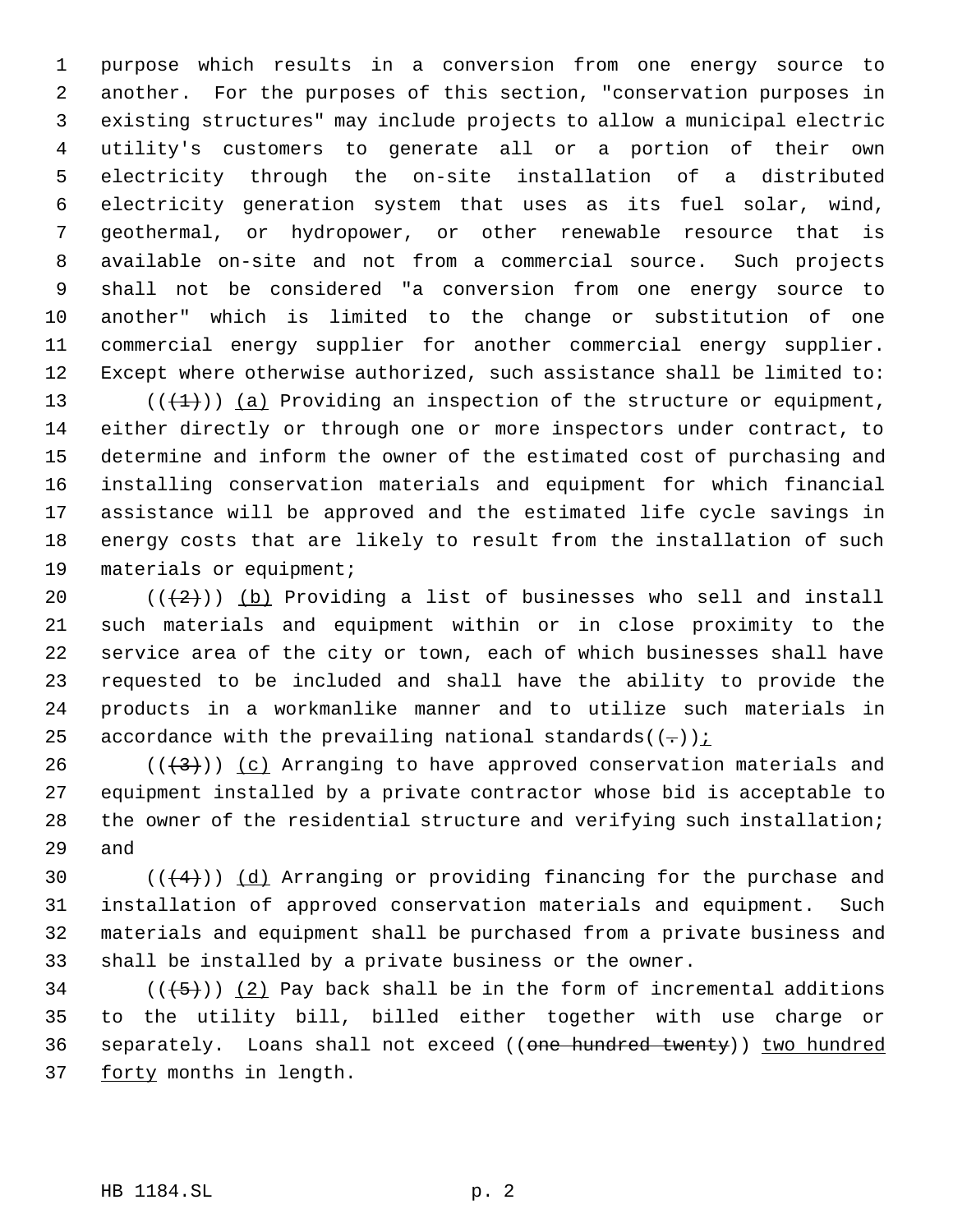purpose which results in a conversion from one energy source to another. For the purposes of this section, "conservation purposes in existing structures" may include projects to allow a municipal electric utility's customers to generate all or a portion of their own electricity through the on-site installation of a distributed electricity generation system that uses as its fuel solar, wind, geothermal, or hydropower, or other renewable resource that is available on-site and not from a commercial source. Such projects shall not be considered "a conversion from one energy source to another" which is limited to the change or substitution of one commercial energy supplier for another commercial energy supplier. Except where otherwise authorized, such assistance shall be limited to:

((~~(1)~~)) <u>(a)</u> Providing an inspection of the structure or equipment, either directly or through one or more inspectors under contract, to determine and inform the owner of the estimated cost of purchasing and installing conservation materials and equipment for which financial assistance will be approved and the estimated life cycle savings in energy costs that are likely to result from the installation of such materials or equipment;

((~~(2)~~)) <u>(b)</u> Providing a list of businesses who sell and install such materials and equipment within or in close proximity to the service area of the city or town, each of which businesses shall have requested to be included and shall have the ability to provide the products in a workmanlike manner and to utilize such materials in accordance with the prevailing national standards((~~.~~))<u>;</u>

((~~(3)~~)) <u>(c)</u> Arranging to have approved conservation materials and equipment installed by a private contractor whose bid is acceptable to the owner of the residential structure and verifying such installation; and

((~~(4)~~)) <u>(d)</u> Arranging or providing financing for the purchase and installation of approved conservation materials and equipment. Such materials and equipment shall be purchased from a private business and shall be installed by a private business or the owner.

((~~(5)~~)) <u>(2)</u> Pay back shall be in the form of incremental additions to the utility bill, billed either together with use charge or separately. Loans shall not exceed ((~~one hundred twenty~~)) <u>two hundred forty</u> months in length.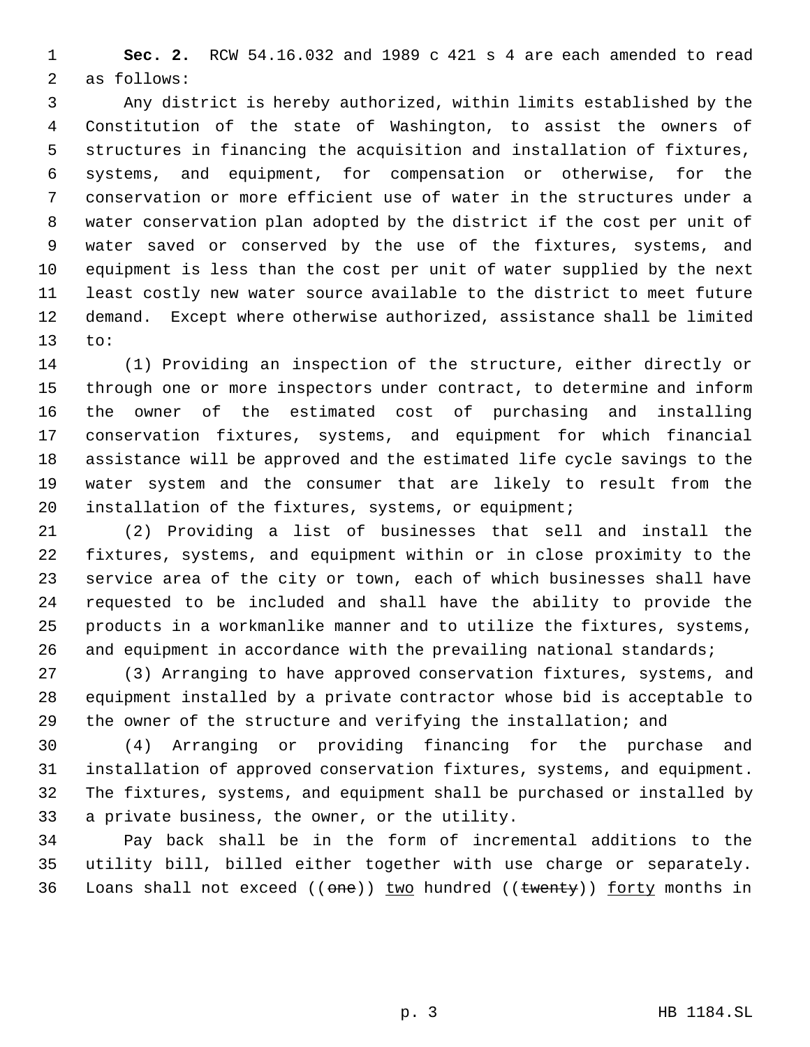**Sec. 2.** RCW 54.16.032 and 1989 c 421 s 4 are each amended to read as follows:

Any district is hereby authorized, within limits established by the Constitution of the state of Washington, to assist the owners of structures in financing the acquisition and installation of fixtures, systems, and equipment, for compensation or otherwise, for the conservation or more efficient use of water in the structures under a water conservation plan adopted by the district if the cost per unit of water saved or conserved by the use of the fixtures, systems, and equipment is less than the cost per unit of water supplied by the next least costly new water source available to the district to meet future demand. Except where otherwise authorized, assistance shall be limited to:

(1) Providing an inspection of the structure, either directly or through one or more inspectors under contract, to determine and inform the owner of the estimated cost of purchasing and installing conservation fixtures, systems, and equipment for which financial assistance will be approved and the estimated life cycle savings to the water system and the consumer that are likely to result from the installation of the fixtures, systems, or equipment;

(2) Providing a list of businesses that sell and install the fixtures, systems, and equipment within or in close proximity to the service area of the city or town, each of which businesses shall have requested to be included and shall have the ability to provide the products in a workmanlike manner and to utilize the fixtures, systems, and equipment in accordance with the prevailing national standards;

(3) Arranging to have approved conservation fixtures, systems, and equipment installed by a private contractor whose bid is acceptable to the owner of the structure and verifying the installation; and

(4) Arranging or providing financing for the purchase and installation of approved conservation fixtures, systems, and equipment. The fixtures, systems, and equipment shall be purchased or installed by a private business, the owner, or the utility.

Pay back shall be in the form of incremental additions to the utility bill, billed either together with use charge or separately. Loans shall not exceed ((~~one~~)) <u>two</u> hundred ((~~twenty~~)) <u>forty</u> months in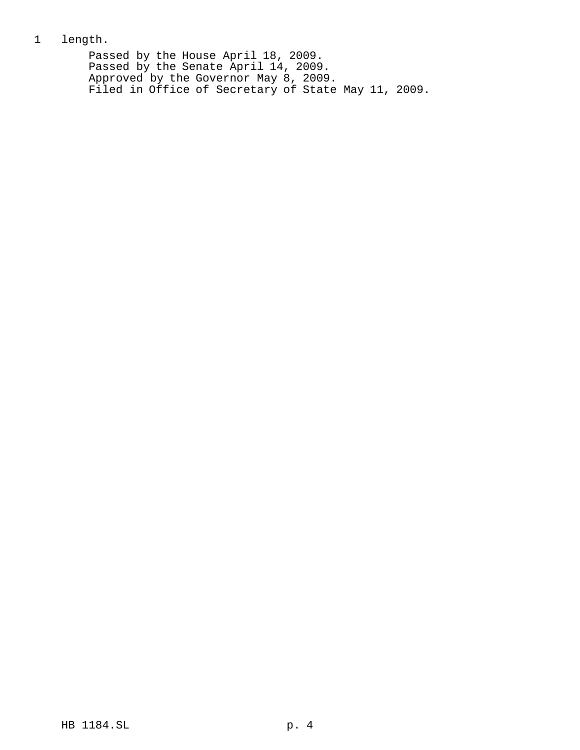length.

Passed by the House April 18, 2009.
Passed by the Senate April 14, 2009.
Approved by the Governor May 8, 2009.
Filed in Office of Secretary of State May 11, 2009.